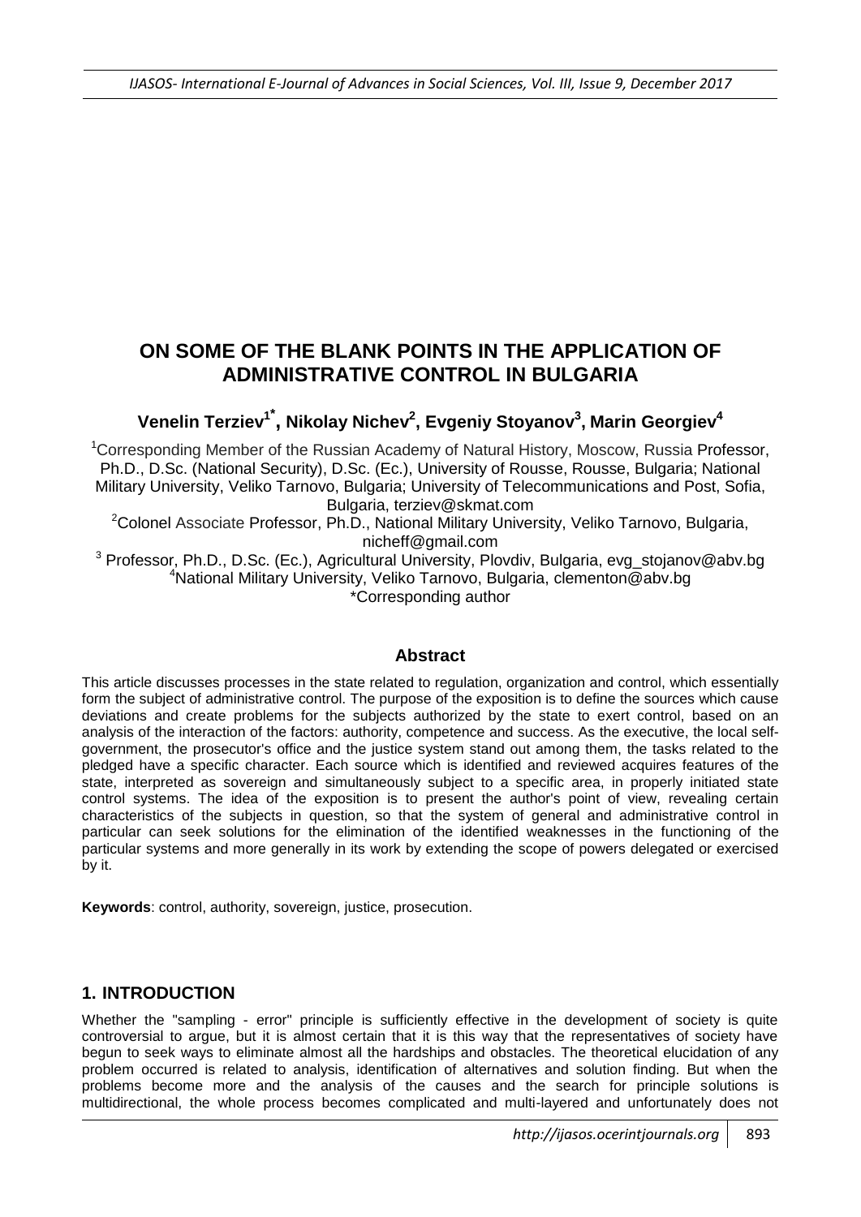# ON SOME OF THE BLANK POINTS IN THE APPLICATION OF ADMINISTRATIVE CONTROL IN BULGARIA

**Venelin Terziev[1*], Nikolay Nichev[2], Evgeniy Stoyanov[3], Marin Georgiev[4]**

[1]Corresponding Member of the Russian Academy of Natural History, Moscow, Russia Professor, Ph.D., D.Sc. (National Security), D.Sc. (Ec.), University of Rousse, Rousse, Bulgaria; National Military University, Veliko Tarnovo, Bulgaria; University of Telecommunications and Post, Sofia, Bulgaria, terziev@skmat.com

[2]Colonel Associate Professor, Ph.D., National Military University, Veliko Tarnovo, Bulgaria, nicheff@gmail.com

[3] Professor, Ph.D., D.Sc. (Ec.), Agricultural University, Plovdiv, Bulgaria, evg_stojanov@abv.bg

[4]National Military University, Veliko Tarnovo, Bulgaria, clementon@abv.bg

*Corresponding author

## Abstract

This article discusses processes in the state related to regulation, organization and control, which essentially form the subject of administrative control. The purpose of the exposition is to define the sources which cause deviations and create problems for the subjects authorized by the state to exert control, based on an analysis of the interaction of the factors: authority, competence and success. As the executive, the local self-government, the prosecutor's office and the justice system stand out among them, the tasks related to the pledged have a specific character. Each source which is identified and reviewed acquires features of the state, interpreted as sovereign and simultaneously subject to a specific area, in properly initiated state control systems. The idea of the exposition is to present the author's point of view, revealing certain characteristics of the subjects in question, so that the system of general and administrative control in particular can seek solutions for the elimination of the identified weaknesses in the functioning of the particular systems and more generally in its work by extending the scope of powers delegated or exercised by it.

**Keywords**: control, authority, sovereign, justice, prosecution.

## 1. INTRODUCTION

Whether the "sampling - error" principle is sufficiently effective in the development of society is quite controversial to argue, but it is almost certain that it is this way that the representatives of society have begun to seek ways to eliminate almost all the hardships and obstacles. The theoretical elucidation of any problem occurred is related to analysis, identification of alternatives and solution finding. But when the problems become more and the analysis of the causes and the search for principle solutions is multidirectional, the whole process becomes complicated and multi-layered and unfortunately does not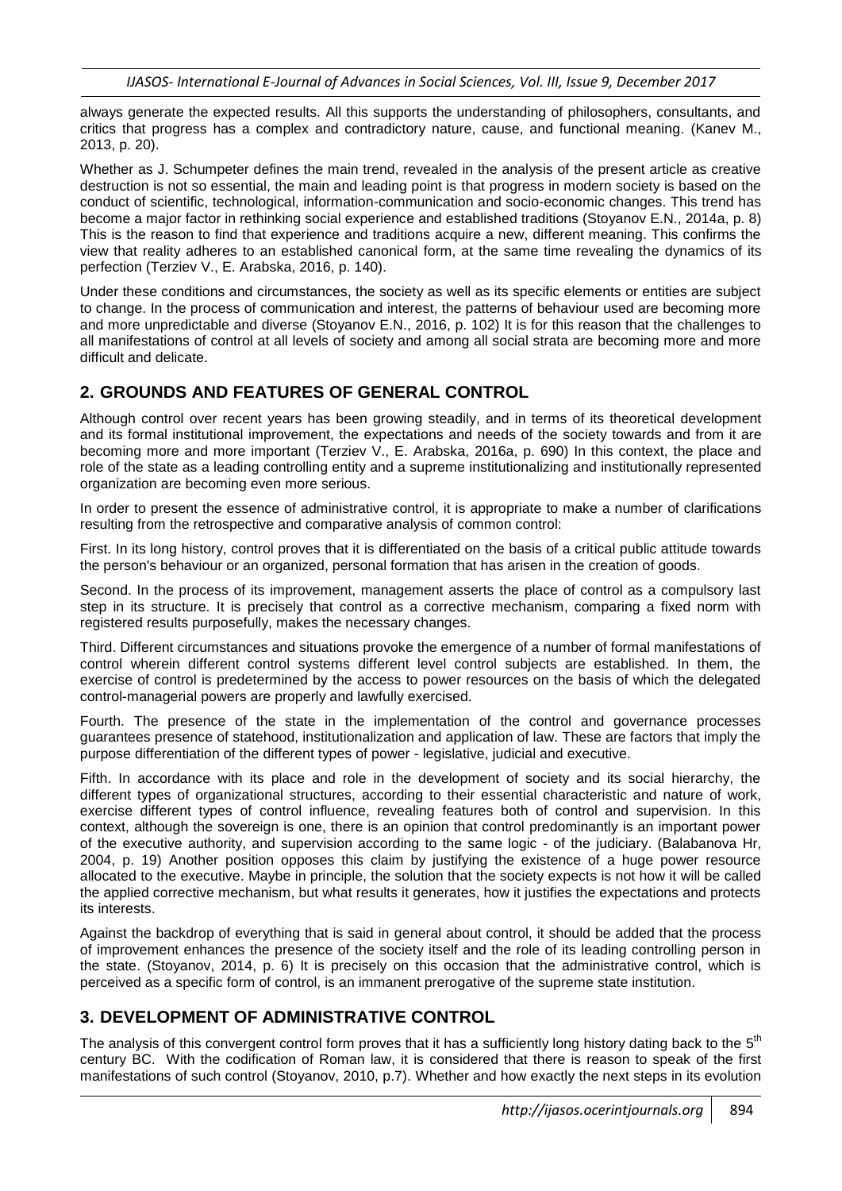always generate the expected results. All this supports the understanding of philosophers, consultants, and critics that progress has a complex and contradictory nature, cause, and functional meaning. (Kanev M., 2013, p. 20).

Whether as J. Schumpeter defines the main trend, revealed in the analysis of the present article as creative destruction is not so essential, the main and leading point is that progress in modern society is based on the conduct of scientific, technological, information-communication and socio-economic changes. This trend has become a major factor in rethinking social experience and established traditions (Stoyanov E.N., 2014a, p. 8) This is the reason to find that experience and traditions acquire a new, different meaning. This confirms the view that reality adheres to an established canonical form, at the same time revealing the dynamics of its perfection (Terziev V., E. Arabska, 2016, p. 140).

Under these conditions and circumstances, the society as well as its specific elements or entities are subject to change. In the process of communication and interest, the patterns of behaviour used are becoming more and more unpredictable and diverse (Stoyanov E.N., 2016, p. 102) It is for this reason that the challenges to all manifestations of control at all levels of society and among all social strata are becoming more and more difficult and delicate.

## 2. GROUNDS AND FEATURES OF GENERAL CONTROL

Although control over recent years has been growing steadily, and in terms of its theoretical development and its formal institutional improvement, the expectations and needs of the society towards and from it are becoming more and more important (Terziev V., E. Arabska, 2016a, p. 690) In this context, the place and role of the state as a leading controlling entity and a supreme institutionalizing and institutionally represented organization are becoming even more serious.

In order to present the essence of administrative control, it is appropriate to make a number of clarifications resulting from the retrospective and comparative analysis of common control:

First. In its long history, control proves that it is differentiated on the basis of a critical public attitude towards the person's behaviour or an organized, personal formation that has arisen in the creation of goods.

Second. In the process of its improvement, management asserts the place of control as a compulsory last step in its structure. It is precisely that control as a corrective mechanism, comparing a fixed norm with registered results purposefully, makes the necessary changes.

Third. Different circumstances and situations provoke the emergence of a number of formal manifestations of control wherein different control systems different level control subjects are established. In them, the exercise of control is predetermined by the access to power resources on the basis of which the delegated control-managerial powers are properly and lawfully exercised.

Fourth. The presence of the state in the implementation of the control and governance processes guarantees presence of statehood, institutionalization and application of law. These are factors that imply the purpose differentiation of the different types of power - legislative, judicial and executive.

Fifth. In accordance with its place and role in the development of society and its social hierarchy, the different types of organizational structures, according to their essential characteristic and nature of work, exercise different types of control influence, revealing features both of control and supervision. In this context, although the sovereign is one, there is an opinion that control predominantly is an important power of the executive authority, and supervision according to the same logic - of the judiciary. (Balabanova Hr, 2004, p. 19) Another position opposes this claim by justifying the existence of a huge power resource allocated to the executive. Maybe in principle, the solution that the society expects is not how it will be called the applied corrective mechanism, but what results it generates, how it justifies the expectations and protects its interests.

Against the backdrop of everything that is said in general about control, it should be added that the process of improvement enhances the presence of the society itself and the role of its leading controlling person in the state. (Stoyanov, 2014, p. 6) It is precisely on this occasion that the administrative control, which is perceived as a specific form of control, is an immanent prerogative of the supreme state institution.

## 3. DEVELOPMENT OF ADMINISTRATIVE CONTROL

The analysis of this convergent control form proves that it has a sufficiently long history dating back to the 5th century BC. With the codification of Roman law, it is considered that there is reason to speak of the first manifestations of such control (Stoyanov, 2010, p.7). Whether and how exactly the next steps in its evolution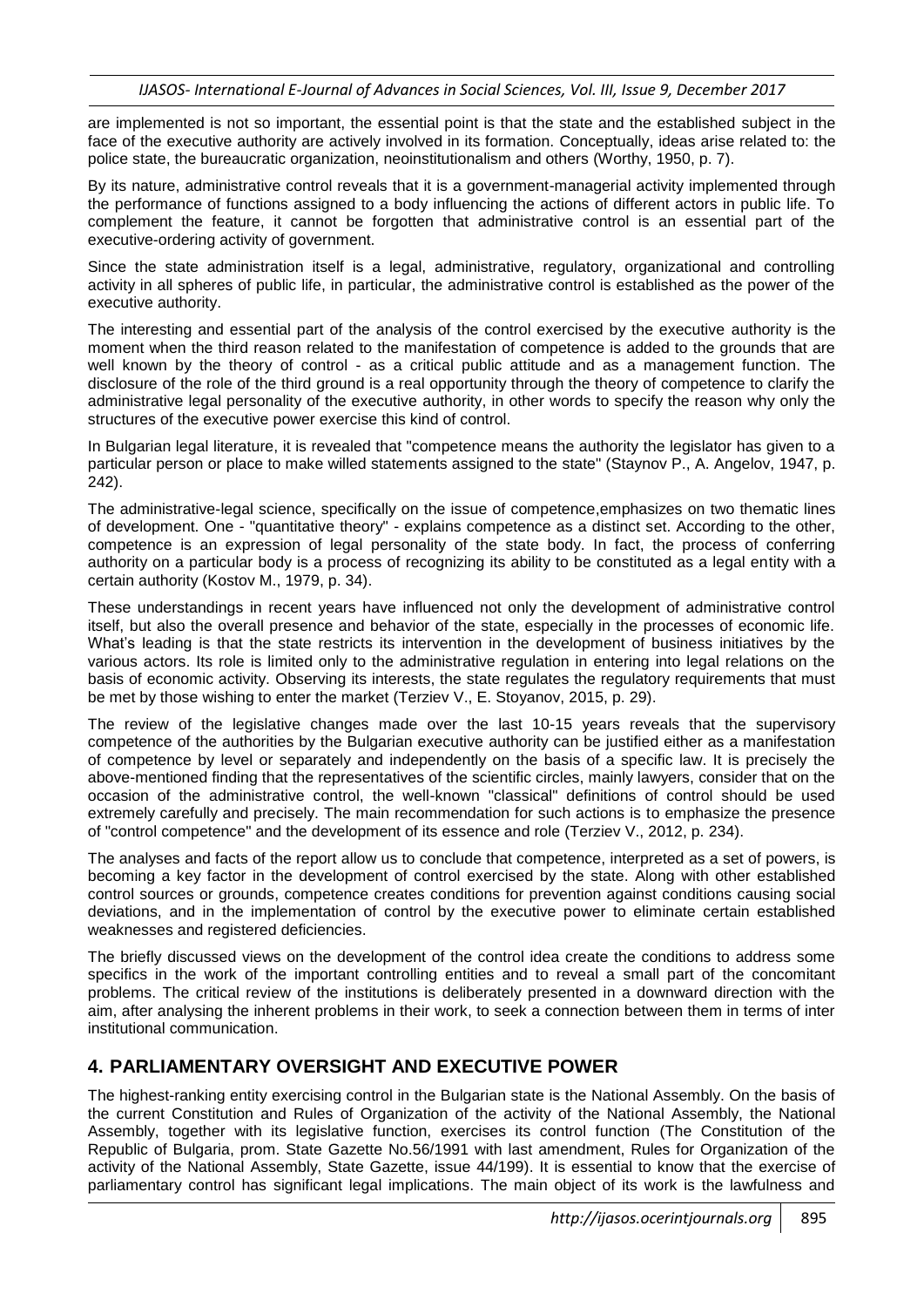are implemented is not so important, the essential point is that the state and the established subject in the face of the executive authority are actively involved in its formation. Conceptually, ideas arise related to: the police state, the bureaucratic organization, neoinstitutionalism and others (Worthy, 1950, p. 7).

By its nature, administrative control reveals that it is a government-managerial activity implemented through the performance of functions assigned to a body influencing the actions of different actors in public life. To complement the feature, it cannot be forgotten that administrative control is an essential part of the executive-ordering activity of government.

Since the state administration itself is a legal, administrative, regulatory, organizational and controlling activity in all spheres of public life, in particular, the administrative control is established as the power of the executive authority.

The interesting and essential part of the analysis of the control exercised by the executive authority is the moment when the third reason related to the manifestation of competence is added to the grounds that are well known by the theory of control - as a critical public attitude and as a management function. The disclosure of the role of the third ground is a real opportunity through the theory of competence to clarify the administrative legal personality of the executive authority, in other words to specify the reason why only the structures of the executive power exercise this kind of control.

In Bulgarian legal literature, it is revealed that "competence means the authority the legislator has given to a particular person or place to make willed statements assigned to the state" (Staynov P., A. Angelov, 1947, p. 242).

The administrative-legal science, specifically on the issue of competence,emphasizes on two thematic lines of development. One - "quantitative theory" - explains competence as a distinct set. According to the other, competence is an expression of legal personality of the state body. In fact, the process of conferring authority on a particular body is a process of recognizing its ability to be constituted as a legal entity with a certain authority (Kostov M., 1979, p. 34).

These understandings in recent years have influenced not only the development of administrative control itself, but also the overall presence and behavior of the state, especially in the processes of economic life. What's leading is that the state restricts its intervention in the development of business initiatives by the various actors. Its role is limited only to the administrative regulation in entering into legal relations on the basis of economic activity. Observing its interests, the state regulates the regulatory requirements that must be met by those wishing to enter the market (Terziev V., E. Stoyanov, 2015, p. 29).

The review of the legislative changes made over the last 10-15 years reveals that the supervisory competence of the authorities by the Bulgarian executive authority can be justified either as a manifestation of competence by level or separately and independently on the basis of a specific law. It is precisely the above-mentioned finding that the representatives of the scientific circles, mainly lawyers, consider that on the occasion of the administrative control, the well-known "classical" definitions of control should be used extremely carefully and precisely. The main recommendation for such actions is to emphasize the presence of "control competence" and the development of its essence and role (Terziev V., 2012, p. 234).

The analyses and facts of the report allow us to conclude that competence, interpreted as a set of powers, is becoming a key factor in the development of control exercised by the state. Along with other established control sources or grounds, competence creates conditions for prevention against conditions causing social deviations, and in the implementation of control by the executive power to eliminate certain established weaknesses and registered deficiencies.

The briefly discussed views on the development of the control idea create the conditions to address some specifics in the work of the important controlling entities and to reveal a small part of the concomitant problems. The critical review of the institutions is deliberately presented in a downward direction with the aim, after analysing the inherent problems in their work, to seek a connection between them in terms of inter institutional communication.

## 4. PARLIAMENTARY OVERSIGHT AND EXECUTIVE POWER

The highest-ranking entity exercising control in the Bulgarian state is the National Assembly. On the basis of the current Constitution and Rules of Organization of the activity of the National Assembly, the National Assembly, together with its legislative function, exercises its control function (The Constitution of the Republic of Bulgaria, prom. State Gazette No.56/1991 with last amendment, Rules for Organization of the activity of the National Assembly, State Gazette, issue 44/199). It is essential to know that the exercise of parliamentary control has significant legal implications. The main object of its work is the lawfulness and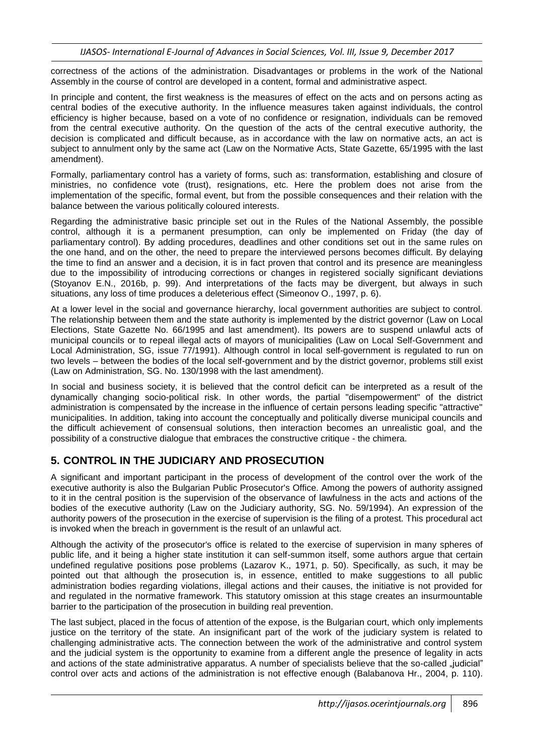correctness of the actions of the administration. Disadvantages or problems in the work of the National Assembly in the course of control are developed in a content, formal and administrative aspect.

In principle and content, the first weakness is the measures of effect on the acts and on persons acting as central bodies of the executive authority. In the influence measures taken against individuals, the control efficiency is higher because, based on a vote of no confidence or resignation, individuals can be removed from the central executive authority. On the question of the acts of the central executive authority, the decision is complicated and difficult because, as in accordance with the law on normative acts, an act is subject to annulment only by the same act (Law on the Normative Acts, State Gazette, 65/1995 with the last amendment).

Formally, parliamentary control has a variety of forms, such as: transformation, establishing and closure of ministries, no confidence vote (trust), resignations, etc. Here the problem does not arise from the implementation of the specific, formal event, but from the possible consequences and their relation with the balance between the various politically coloured interests.

Regarding the administrative basic principle set out in the Rules of the National Assembly, the possible control, although it is a permanent presumption, can only be implemented on Friday (the day of parliamentary control). By adding procedures, deadlines and other conditions set out in the same rules on the one hand, and on the other, the need to prepare the interviewed persons becomes difficult. By delaying the time to find an answer and a decision, it is in fact proven that control and its presence are meaningless due to the impossibility of introducing corrections or changes in registered socially significant deviations (Stoyanov E.N., 2016b, p. 99). And interpretations of the facts may be divergent, but always in such situations, any loss of time produces a deleterious effect (Simeonov O., 1997, p. 6).

At a lower level in the social and governance hierarchy, local government authorities are subject to control. The relationship between them and the state authority is implemented by the district governor (Law on Local Elections, State Gazette No. 66/1995 and last amendment). Its powers are to suspend unlawful acts of municipal councils or to repeal illegal acts of mayors of municipalities (Law on Local Self-Government and Local Administration, SG, issue 77/1991). Although control in local self-government is regulated to run on two levels – between the bodies of the local self-government and by the district governor, problems still exist (Law on Administration, SG. No. 130/1998 with the last amendment).

In social and business society, it is believed that the control deficit can be interpreted as a result of the dynamically changing socio-political risk. In other words, the partial "disempowerment" of the district administration is compensated by the increase in the influence of certain persons leading specific "attractive" municipalities. In addition, taking into account the conceptually and politically diverse municipal councils and the difficult achievement of consensual solutions, then interaction becomes an unrealistic goal, and the possibility of a constructive dialogue that embraces the constructive critique - the chimera.

## 5. CONTROL IN THE JUDICIARY AND PROSECUTION

A significant and important participant in the process of development of the control over the work of the executive authority is also the Bulgarian Public Prosecutor's Office. Among the powers of authority assigned to it in the central position is the supervision of the observance of lawfulness in the acts and actions of the bodies of the executive authority (Law on the Judiciary authority, SG. No. 59/1994). An expression of the authority powers of the prosecution in the exercise of supervision is the filing of a protest. This procedural act is invoked when the breach in government is the result of an unlawful act.

Although the activity of the prosecutor's office is related to the exercise of supervision in many spheres of public life, and it being a higher state institution it can self-summon itself, some authors argue that certain undefined regulative positions pose problems (Lazarov K., 1971, p. 50). Specifically, as such, it may be pointed out that although the prosecution is, in essence, entitled to make suggestions to all public administration bodies regarding violations, illegal actions and their causes, the initiative is not provided for and regulated in the normative framework. This statutory omission at this stage creates an insurmountable barrier to the participation of the prosecution in building real prevention.

The last subject, placed in the focus of attention of the expose, is the Bulgarian court, which only implements justice on the territory of the state. An insignificant part of the work of the judiciary system is related to challenging administrative acts. The connection between the work of the administrative and control system and the judicial system is the opportunity to examine from a different angle the presence of legality in acts and actions of the state administrative apparatus. A number of specialists believe that the so-called „judicial" control over acts and actions of the administration is not effective enough (Balabanova Hr., 2004, p. 110).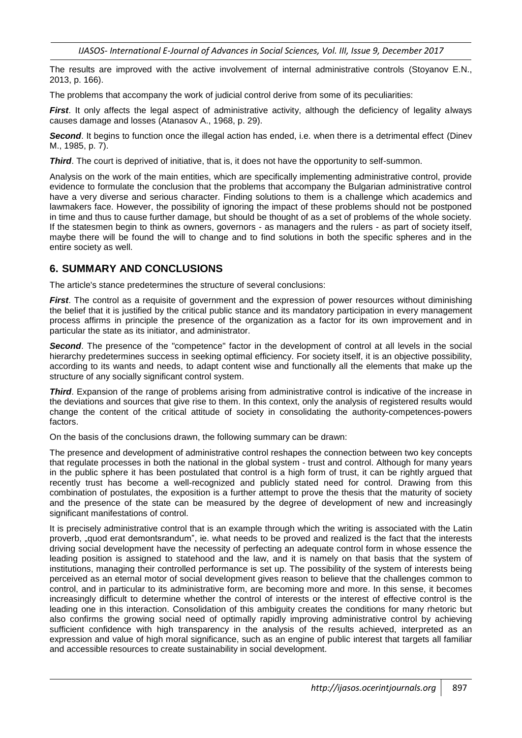The results are improved with the active involvement of internal administrative controls (Stoyanov E.N., 2013, p. 166).

The problems that accompany the work of judicial control derive from some of its peculiarities:

***First***. It only affects the legal aspect of administrative activity, although the deficiency of legality always causes damage and losses (Atanasov A., 1968, p. 29).

***Second***. It begins to function once the illegal action has ended, i.e. when there is a detrimental effect (Dinev M., 1985, p. 7).

***Third***. The court is deprived of initiative, that is, it does not have the opportunity to self-summon.

Analysis on the work of the main entities, which are specifically implementing administrative control, provide evidence to formulate the conclusion that the problems that accompany the Bulgarian administrative control have a very diverse and serious character. Finding solutions to them is a challenge which academics and lawmakers face. However, the possibility of ignoring the impact of these problems should not be postponed in time and thus to cause further damage, but should be thought of as a set of problems of the whole society. If the statesmen begin to think as owners, governors - as managers and the rulers - as part of society itself, maybe there will be found the will to change and to find solutions in both the specific spheres and in the entire society as well.

## 6. SUMMARY AND CONCLUSIONS

The article's stance predetermines the structure of several conclusions:

***First***. The control as a requisite of government and the expression of power resources without diminishing the belief that it is justified by the critical public stance and its mandatory participation in every management process affirms in principle the presence of the organization as a factor for its own improvement and in particular the state as its initiator, and administrator.

***Second***. The presence of the "competence" factor in the development of control at all levels in the social hierarchy predetermines success in seeking optimal efficiency. For society itself, it is an objective possibility, according to its wants and needs, to adapt content wise and functionally all the elements that make up the structure of any socially significant control system.

***Third***. Expansion of the range of problems arising from administrative control is indicative of the increase in the deviations and sources that give rise to them. In this context, only the analysis of registered results would change the content of the critical attitude of society in consolidating the authority-competences-powers factors.

On the basis of the conclusions drawn, the following summary can be drawn:

The presence and development of administrative control reshapes the connection between two key concepts that regulate processes in both the national in the global system - trust and control. Although for many years in the public sphere it has been postulated that control is a high form of trust, it can be rightly argued that recently trust has become a well-recognized and publicly stated need for control. Drawing from this combination of postulates, the exposition is a further attempt to prove the thesis that the maturity of society and the presence of the state can be measured by the degree of development of new and increasingly significant manifestations of control.

It is precisely administrative control that is an example through which the writing is associated with the Latin proverb, „quod erat demontsrandum", ie. what needs to be proved and realized is the fact that the interests driving social development have the necessity of perfecting an adequate control form in whose essence the leading position is assigned to statehood and the law, and it is namely on that basis that the system of institutions, managing their controlled performance is set up. The possibility of the system of interests being perceived as an eternal motor of social development gives reason to believe that the challenges common to control, and in particular to its administrative form, are becoming more and more. In this sense, it becomes increasingly difficult to determine whether the control of interests or the interest of effective control is the leading one in this interaction. Consolidation of this ambiguity creates the conditions for many rhetoric but also confirms the growing social need of optimally rapidly improving administrative control by achieving sufficient confidence with high transparency in the analysis of the results achieved, interpreted as an expression and value of high moral significance, such as an engine of public interest that targets all familiar and accessible resources to create sustainability in social development.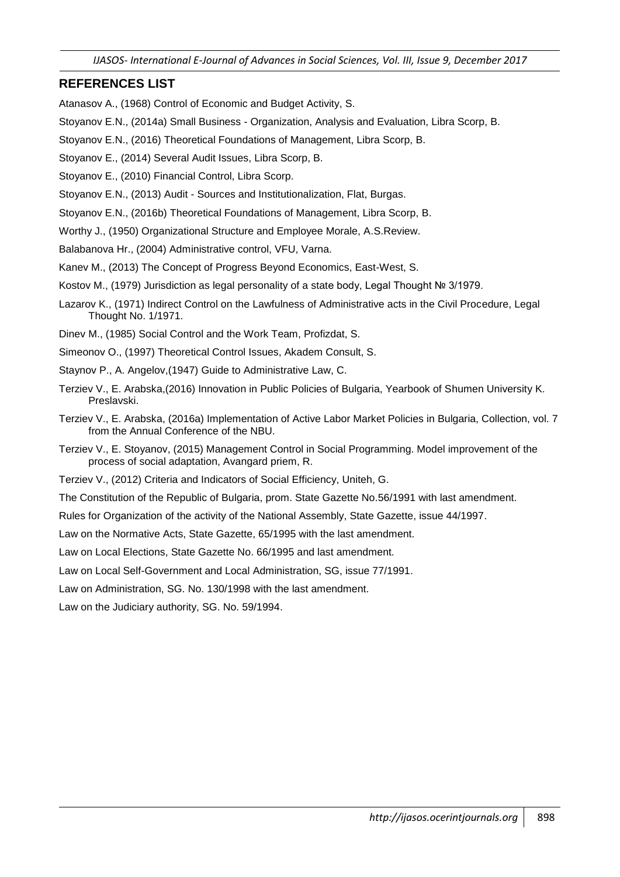## REFERENCES LIST

Atanasov A., (1968) Control of Economic and Budget Activity, S.

Stoyanov E.N., (2014a) Small Business - Organization, Analysis and Evaluation, Libra Scorp, B.

Stoyanov E.N., (2016) Theoretical Foundations of Management, Libra Scorp, B.

Stoyanov E., (2014) Several Audit Issues, Libra Scorp, B.

Stoyanov E., (2010) Financial Control, Libra Scorp.

Stoyanov E.N., (2013) Audit - Sources and Institutionalization, Flat, Burgas.

Stoyanov E.N., (2016b) Theoretical Foundations of Management, Libra Scorp, B.

Worthy J., (1950) Organizational Structure and Employee Morale, A.S.Review.

Balabanova Hr., (2004) Administrative control, VFU, Varna.

Kanev M., (2013) The Concept of Progress Beyond Economics, East-West, S.

Kostov M., (1979) Jurisdiction as legal personality of a state body, Legal Thought № 3/1979.

Lazarov K., (1971) Indirect Control on the Lawfulness of Administrative acts in the Civil Procedure, Legal Thought No. 1/1971.

Dinev M., (1985) Social Control and the Work Team, Profizdat, S.

Simeonov O., (1997) Theoretical Control Issues, Akadem Consult, S.

Staynov P., A. Angelov,(1947) Guide to Administrative Law, C.

Terziev V., E. Arabska,(2016) Innovation in Public Policies of Bulgaria, Yearbook of Shumen University K. Preslavski.

Terziev V., E. Arabska, (2016a) Implementation of Active Labor Market Policies in Bulgaria, Collection, vol. 7 from the Annual Conference of the NBU.

Terziev V., E. Stoyanov, (2015) Management Control in Social Programming. Model improvement of the process of social adaptation, Avangard priem, R.

Terziev V., (2012) Criteria and Indicators of Social Efficiency, Uniteh, G.

The Constitution of the Republic of Bulgaria, prom. State Gazette No.56/1991 with last amendment.

Rules for Organization of the activity of the National Assembly, State Gazette, issue 44/1997.

Law on the Normative Acts, State Gazette, 65/1995 with the last amendment.

Law on Local Elections, State Gazette No. 66/1995 and last amendment.

Law on Local Self-Government and Local Administration, SG, issue 77/1991.

Law on Administration, SG. No. 130/1998 with the last amendment.

Law on the Judiciary authority, SG. No. 59/1994.